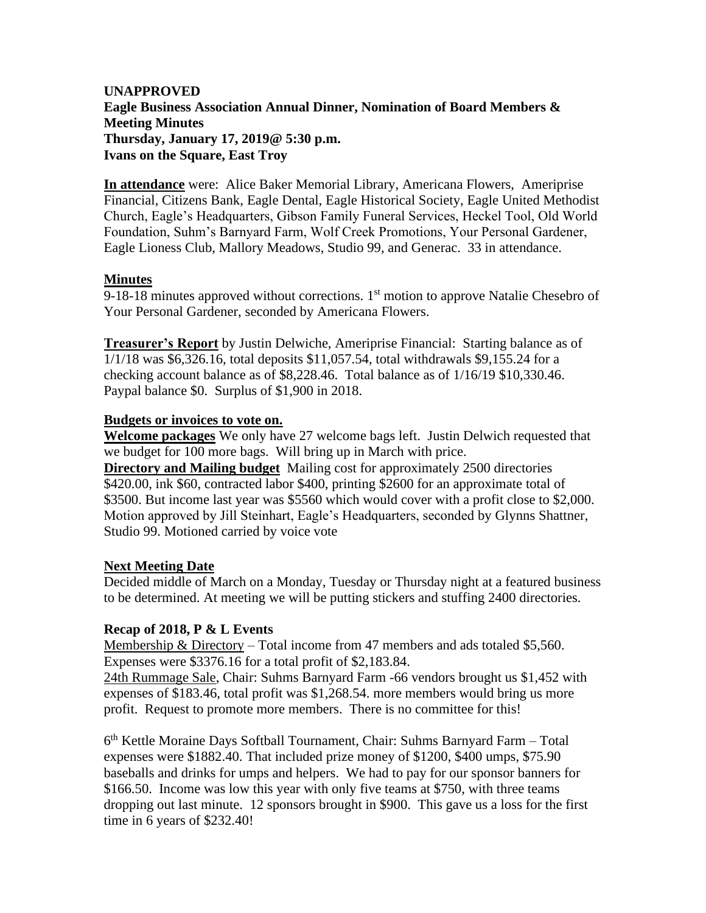**UNAPPROVED**
**Eagle Business Association Annual Dinner, Nomination of Board Members & Meeting Minutes**
**Thursday, January 17, 2019@ 5:30 p.m.**
**Ivans on the Square, East Troy**

**In attendance** were: Alice Baker Memorial Library, Americana Flowers, Ameriprise Financial, Citizens Bank, Eagle Dental, Eagle Historical Society, Eagle United Methodist Church, Eagle's Headquarters, Gibson Family Funeral Services, Heckel Tool, Old World Foundation, Suhm's Barnyard Farm, Wolf Creek Promotions, Your Personal Gardener, Eagle Lioness Club, Mallory Meadows, Studio 99, and Generac. 33 in attendance.

**Minutes**

9-18-18 minutes approved without corrections. 1st motion to approve Natalie Chesebro of Your Personal Gardener, seconded by Americana Flowers.

**Treasurer's Report** by Justin Delwiche, Ameriprise Financial: Starting balance as of 1/1/18 was $6,326.16, total deposits $11,057.54, total withdrawals $9,155.24 for a checking account balance as of $8,228.46. Total balance as of 1/16/19 $10,330.46. Paypal balance $0. Surplus of $1,900 in 2018.

**Budgets or invoices to vote on.**

**Welcome packages** We only have 27 welcome bags left. Justin Delwich requested that we budget for 100 more bags. Will bring up in March with price.

**Directory and Mailing budget** Mailing cost for approximately 2500 directories $420.00, ink $60, contracted labor $400, printing $2600 for an approximate total of $3500. But income last year was $5560 which would cover with a profit close to $2,000. Motion approved by Jill Steinhart, Eagle's Headquarters, seconded by Glynns Shattner, Studio 99. Motioned carried by voice vote

**Next Meeting Date**

Decided middle of March on a Monday, Tuesday or Thursday night at a featured business to be determined. At meeting we will be putting stickers and stuffing 2400 directories.

**Recap of 2018, P & L Events**

Membership & Directory – Total income from 47 members and ads totaled $5,560. Expenses were $3376.16 for a total profit of $2,183.84.

24th Rummage Sale, Chair: Suhms Barnyard Farm -66 vendors brought us $1,452 with expenses of $183.46, total profit was $1,268.54. more members would bring us more profit. Request to promote more members. There is no committee for this!

6th Kettle Moraine Days Softball Tournament, Chair: Suhms Barnyard Farm – Total expenses were $1882.40. That included prize money of $1200, $400 umps, $75.90 baseballs and drinks for umps and helpers. We had to pay for our sponsor banners for $166.50. Income was low this year with only five teams at $750, with three teams dropping out last minute. 12 sponsors brought in $900. This gave us a loss for the first time in 6 years of $232.40!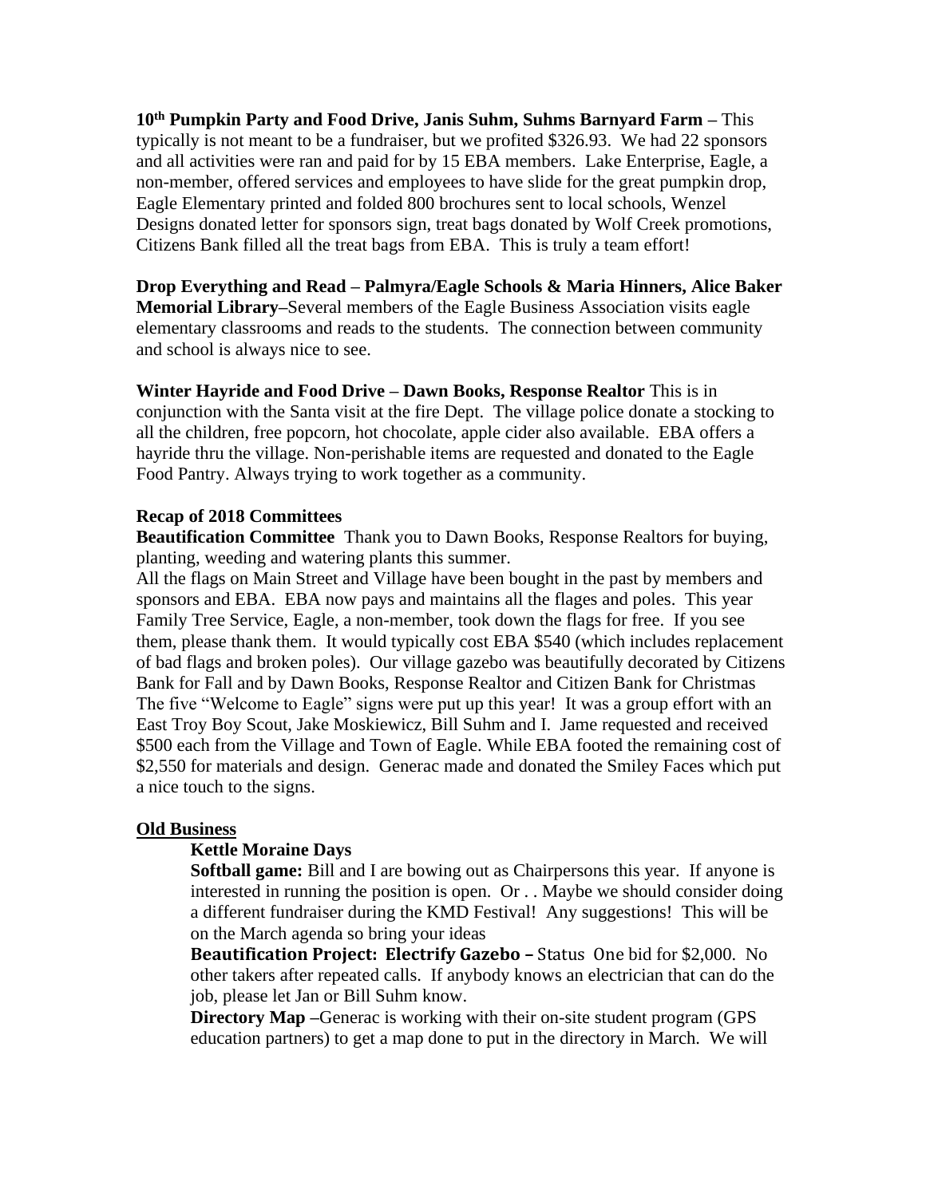**10th Pumpkin Party and Food Drive, Janis Suhm, Suhms Barnyard Farm –** This typically is not meant to be a fundraiser, but we profited $326.93. We had 22 sponsors and all activities were ran and paid for by 15 EBA members. Lake Enterprise, Eagle, a non-member, offered services and employees to have slide for the great pumpkin drop, Eagle Elementary printed and folded 800 brochures sent to local schools, Wenzel Designs donated letter for sponsors sign, treat bags donated by Wolf Creek promotions, Citizens Bank filled all the treat bags from EBA. This is truly a team effort!

**Drop Everything and Read – Palmyra/Eagle Schools & Maria Hinners, Alice Baker Memorial Library–**Several members of the Eagle Business Association visits eagle elementary classrooms and reads to the students. The connection between community and school is always nice to see.

**Winter Hayride and Food Drive – Dawn Books, Response Realtor** This is in conjunction with the Santa visit at the fire Dept. The village police donate a stocking to all the children, free popcorn, hot chocolate, apple cider also available. EBA offers a hayride thru the village. Non-perishable items are requested and donated to the Eagle Food Pantry. Always trying to work together as a community.

**Recap of 2018 Committees**

**Beautification Committee** Thank you to Dawn Books, Response Realtors for buying, planting, weeding and watering plants this summer.

All the flags on Main Street and Village have been bought in the past by members and sponsors and EBA. EBA now pays and maintains all the flages and poles. This year Family Tree Service, Eagle, a non-member, took down the flags for free. If you see them, please thank them. It would typically cost EBA $540 (which includes replacement of bad flags and broken poles). Our village gazebo was beautifully decorated by Citizens Bank for Fall and by Dawn Books, Response Realtor and Citizen Bank for Christmas The five "Welcome to Eagle" signs were put up this year! It was a group effort with an East Troy Boy Scout, Jake Moskiewicz, Bill Suhm and I. Jame requested and received $500 each from the Village and Town of Eagle. While EBA footed the remaining cost of $2,550 for materials and design. Generac made and donated the Smiley Faces which put a nice touch to the signs.

**Old Business**

**Kettle Moraine Days**

**Softball game:** Bill and I are bowing out as Chairpersons this year. If anyone is interested in running the position is open. Or . . Maybe we should consider doing a different fundraiser during the KMD Festival! Any suggestions! This will be on the March agenda so bring your ideas

**Beautification Project: Electrify Gazebo –** Status One bid for $2,000. No other takers after repeated calls. If anybody knows an electrician that can do the job, please let Jan or Bill Suhm know.

**Directory Map –**Generac is working with their on-site student program (GPS education partners) to get a map done to put in the directory in March. We will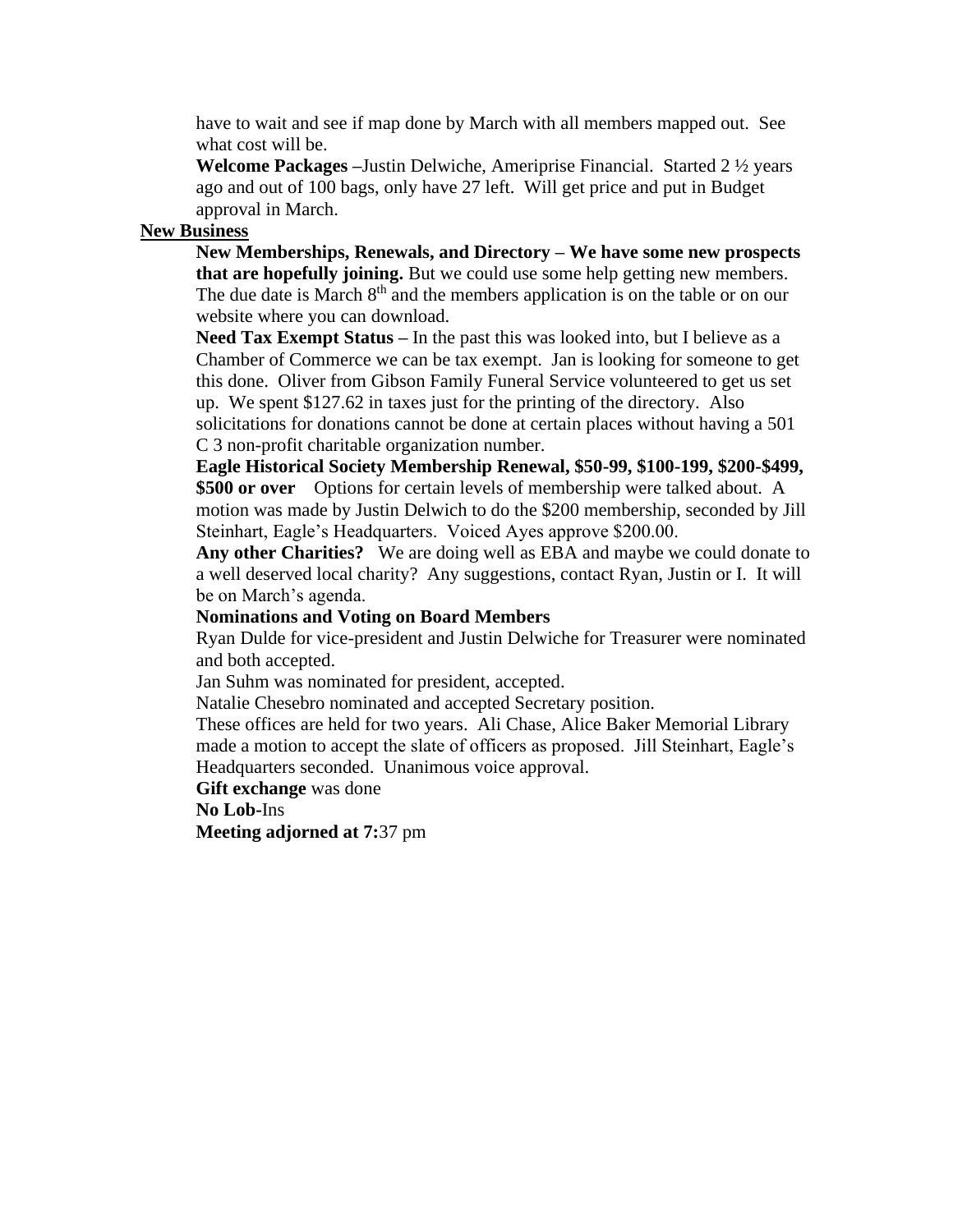have to wait and see if map done by March with all members mapped out. See what cost will be.

**Welcome Packages –**Justin Delwiche, Ameriprise Financial. Started 2 ½ years ago and out of 100 bags, only have 27 left. Will get price and put in Budget approval in March.

**New Business**

**New Memberships, Renewals, and Directory – We have some new prospects that are hopefully joining.** But we could use some help getting new members. The due date is March 8th and the members application is on the table or on our website where you can download.

**Need Tax Exempt Status –** In the past this was looked into, but I believe as a Chamber of Commerce we can be tax exempt. Jan is looking for someone to get this done. Oliver from Gibson Family Funeral Service volunteered to get us set up. We spent $127.62 in taxes just for the printing of the directory. Also solicitations for donations cannot be done at certain places without having a 501 C 3 non-profit charitable organization number.

**Eagle Historical Society Membership Renewal, $50-99, $100-199, $200-$499, $500 or over** Options for certain levels of membership were talked about. A motion was made by Justin Delwich to do the $200 membership, seconded by Jill Steinhart, Eagle's Headquarters. Voiced Ayes approve $200.00.

**Any other Charities?** We are doing well as EBA and maybe we could donate to a well deserved local charity? Any suggestions, contact Ryan, Justin or I. It will be on March's agenda.

**Nominations and Voting on Board Members**

Ryan Dulde for vice-president and Justin Delwiche for Treasurer were nominated and both accepted.

Jan Suhm was nominated for president, accepted.

Natalie Chesebro nominated and accepted Secretary position.

These offices are held for two years. Ali Chase, Alice Baker Memorial Library made a motion to accept the slate of officers as proposed. Jill Steinhart, Eagle's Headquarters seconded. Unanimous voice approval.

**Gift exchange** was done

**No Lob-**Ins

**Meeting adjorned at 7:**37 pm